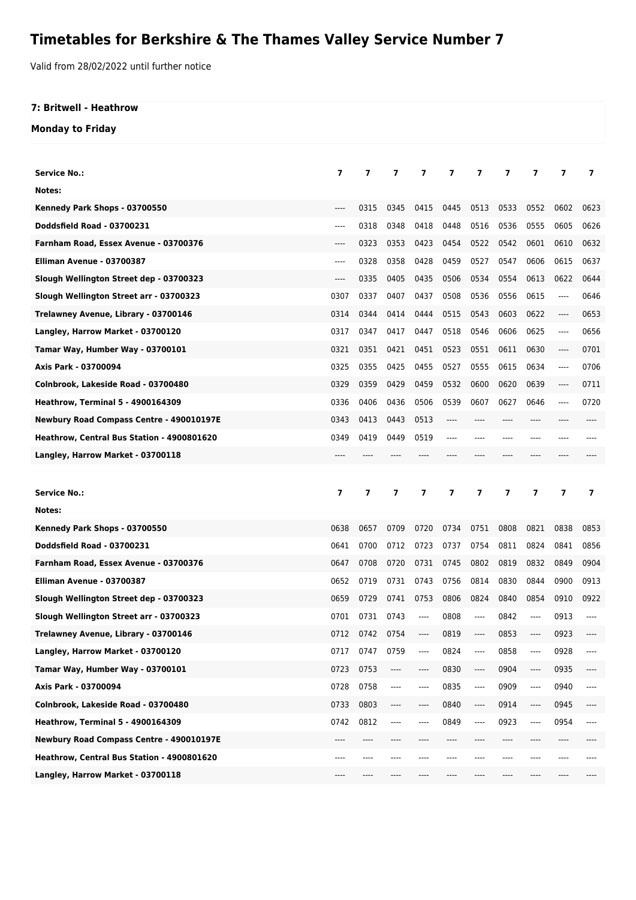# Timetables for Berkshire & The Thames Valley Service Number 7

Valid from 28/02/2022 until further notice

**7: Britwell - Heathrow**

**Monday to Friday**

| Service No.: | 7 | 7 | 7 | 7 | 7 | 7 | 7 | 7 | 7 | 7 |
|---|---|---|---|---|---|---|---|---|---|---|
| Notes: | | | | | | | | | | |
| Kennedy Park Shops - 03700550 | ---- | 0315 | 0345 | 0415 | 0445 | 0513 | 0533 | 0552 | 0602 | 0623 |
| Doddsfield Road - 03700231 | ---- | 0318 | 0348 | 0418 | 0448 | 0516 | 0536 | 0555 | 0605 | 0626 |
| Farnham Road, Essex Avenue - 03700376 | ---- | 0323 | 0353 | 0423 | 0454 | 0522 | 0542 | 0601 | 0610 | 0632 |
| Elliman Avenue - 03700387 | ---- | 0328 | 0358 | 0428 | 0459 | 0527 | 0547 | 0606 | 0615 | 0637 |
| Slough Wellington Street dep - 03700323 | ---- | 0335 | 0405 | 0435 | 0506 | 0534 | 0554 | 0613 | 0622 | 0644 |
| Slough Wellington Street arr - 03700323 | 0307 | 0337 | 0407 | 0437 | 0508 | 0536 | 0556 | 0615 | ---- | 0646 |
| Trelawney Avenue, Library - 03700146 | 0314 | 0344 | 0414 | 0444 | 0515 | 0543 | 0603 | 0622 | ---- | 0653 |
| Langley, Harrow Market - 03700120 | 0317 | 0347 | 0417 | 0447 | 0518 | 0546 | 0606 | 0625 | ---- | 0656 |
| Tamar Way, Humber Way - 03700101 | 0321 | 0351 | 0421 | 0451 | 0523 | 0551 | 0611 | 0630 | ---- | 0701 |
| Axis Park - 03700094 | 0325 | 0355 | 0425 | 0455 | 0527 | 0555 | 0615 | 0634 | ---- | 0706 |
| Colnbrook, Lakeside Road - 03700480 | 0329 | 0359 | 0429 | 0459 | 0532 | 0600 | 0620 | 0639 | ---- | 0711 |
| Heathrow, Terminal 5 - 4900164309 | 0336 | 0406 | 0436 | 0506 | 0539 | 0607 | 0627 | 0646 | ---- | 0720 |
| Newbury Road Compass Centre - 490010197E | 0343 | 0413 | 0443 | 0513 | ---- | ---- | ---- | ---- | ---- | ---- |
| Heathrow, Central Bus Station - 4900801620 | 0349 | 0419 | 0449 | 0519 | ---- | ---- | ---- | ---- | ---- | ---- |
| Langley, Harrow Market - 03700118 | ---- | ---- | ---- | ---- | ---- | ---- | ---- | ---- | ---- | ---- |

| Service No.: | 7 | 7 | 7 | 7 | 7 | 7 | 7 | 7 | 7 | 7 |
|---|---|---|---|---|---|---|---|---|---|---|
| Notes: | | | | | | | | | | |
| Kennedy Park Shops - 03700550 | 0638 | 0657 | 0709 | 0720 | 0734 | 0751 | 0808 | 0821 | 0838 | 0853 |
| Doddsfield Road - 03700231 | 0641 | 0700 | 0712 | 0723 | 0737 | 0754 | 0811 | 0824 | 0841 | 0856 |
| Farnham Road, Essex Avenue - 03700376 | 0647 | 0708 | 0720 | 0731 | 0745 | 0802 | 0819 | 0832 | 0849 | 0904 |
| Elliman Avenue - 03700387 | 0652 | 0719 | 0731 | 0743 | 0756 | 0814 | 0830 | 0844 | 0900 | 0913 |
| Slough Wellington Street dep - 03700323 | 0659 | 0729 | 0741 | 0753 | 0806 | 0824 | 0840 | 0854 | 0910 | 0922 |
| Slough Wellington Street arr - 03700323 | 0701 | 0731 | 0743 | ---- | 0808 | ---- | 0842 | ---- | 0913 | ---- |
| Trelawney Avenue, Library - 03700146 | 0712 | 0742 | 0754 | ---- | 0819 | ---- | 0853 | ---- | 0923 | ---- |
| Langley, Harrow Market - 03700120 | 0717 | 0747 | 0759 | ---- | 0824 | ---- | 0858 | ---- | 0928 | ---- |
| Tamar Way, Humber Way - 03700101 | 0723 | 0753 | ---- | ---- | 0830 | ---- | 0904 | ---- | 0935 | ---- |
| Axis Park - 03700094 | 0728 | 0758 | ---- | ---- | 0835 | ---- | 0909 | ---- | 0940 | ---- |
| Colnbrook, Lakeside Road - 03700480 | 0733 | 0803 | ---- | ---- | 0840 | ---- | 0914 | ---- | 0945 | ---- |
| Heathrow, Terminal 5 - 4900164309 | 0742 | 0812 | ---- | ---- | 0849 | ---- | 0923 | ---- | 0954 | ---- |
| Newbury Road Compass Centre - 490010197E | ---- | ---- | ---- | ---- | ---- | ---- | ---- | ---- | ---- | ---- |
| Heathrow, Central Bus Station - 4900801620 | ---- | ---- | ---- | ---- | ---- | ---- | ---- | ---- | ---- | ---- |
| Langley, Harrow Market - 03700118 | ---- | ---- | ---- | ---- | ---- | ---- | ---- | ---- | ---- | ---- |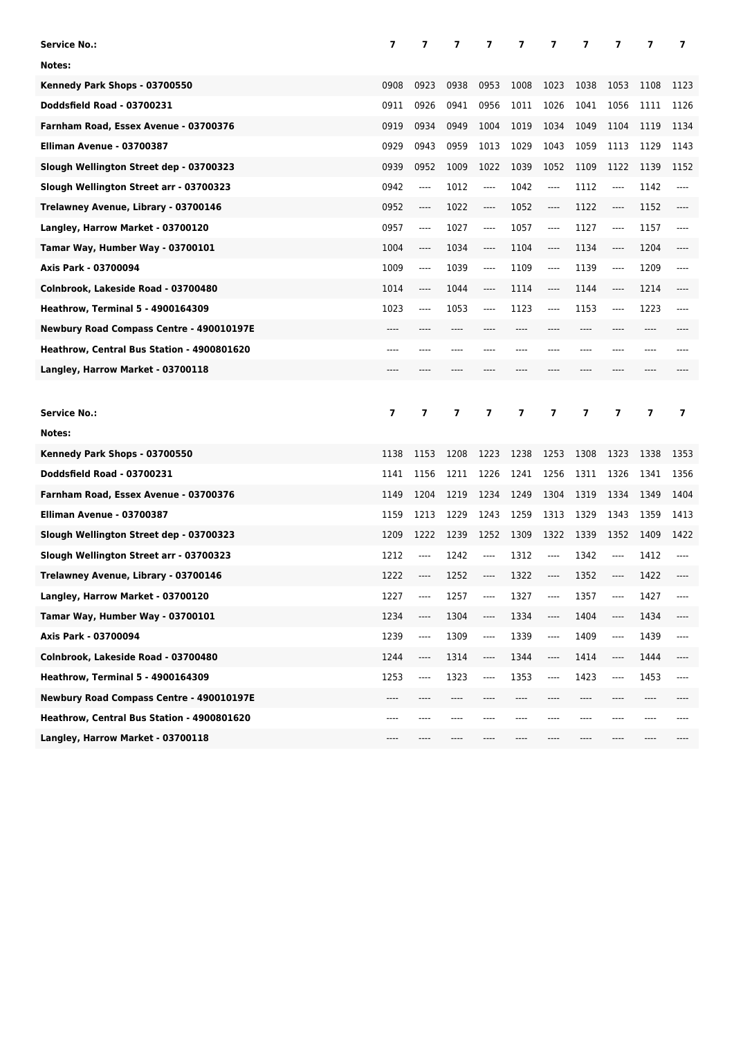| Service No.: | 7 | 7 | 7 | 7 | 7 | 7 | 7 | 7 | 7 | 7 |
|---|---|---|---|---|---|---|---|---|---|---|
| Notes: | | | | | | | | | | |
| Kennedy Park Shops - 03700550 | 0908 | 0923 | 0938 | 0953 | 1008 | 1023 | 1038 | 1053 | 1108 | 1123 |
| Doddsfield Road - 03700231 | 0911 | 0926 | 0941 | 0956 | 1011 | 1026 | 1041 | 1056 | 1111 | 1126 |
| Farnham Road, Essex Avenue - 03700376 | 0919 | 0934 | 0949 | 1004 | 1019 | 1034 | 1049 | 1104 | 1119 | 1134 |
| Elliman Avenue - 03700387 | 0929 | 0943 | 0959 | 1013 | 1029 | 1043 | 1059 | 1113 | 1129 | 1143 |
| Slough Wellington Street dep - 03700323 | 0939 | 0952 | 1009 | 1022 | 1039 | 1052 | 1109 | 1122 | 1139 | 1152 |
| Slough Wellington Street arr - 03700323 | 0942 | ---- | 1012 | ---- | 1042 | ---- | 1112 | ---- | 1142 | ---- |
| Trelawney Avenue, Library - 03700146 | 0952 | ---- | 1022 | ---- | 1052 | ---- | 1122 | ---- | 1152 | ---- |
| Langley, Harrow Market - 03700120 | 0957 | ---- | 1027 | ---- | 1057 | ---- | 1127 | ---- | 1157 | ---- |
| Tamar Way, Humber Way - 03700101 | 1004 | ---- | 1034 | ---- | 1104 | ---- | 1134 | ---- | 1204 | ---- |
| Axis Park - 03700094 | 1009 | ---- | 1039 | ---- | 1109 | ---- | 1139 | ---- | 1209 | ---- |
| Colnbrook, Lakeside Road - 03700480 | 1014 | ---- | 1044 | ---- | 1114 | ---- | 1144 | ---- | 1214 | ---- |
| Heathrow, Terminal 5 - 4900164309 | 1023 | ---- | 1053 | ---- | 1123 | ---- | 1153 | ---- | 1223 | ---- |
| Newbury Road Compass Centre - 490010197E | ---- | ---- | ---- | ---- | ---- | ---- | ---- | ---- | ---- | ---- |
| Heathrow, Central Bus Station - 4900801620 | ---- | ---- | ---- | ---- | ---- | ---- | ---- | ---- | ---- | ---- |
| Langley, Harrow Market - 03700118 | ---- | ---- | ---- | ---- | ---- | ---- | ---- | ---- | ---- | ---- |

| Service No.: | 7 | 7 | 7 | 7 | 7 | 7 | 7 | 7 | 7 | 7 |
|---|---|---|---|---|---|---|---|---|---|---|
| Notes: | | | | | | | | | | |
| Kennedy Park Shops - 03700550 | 1138 | 1153 | 1208 | 1223 | 1238 | 1253 | 1308 | 1323 | 1338 | 1353 |
| Doddsfield Road - 03700231 | 1141 | 1156 | 1211 | 1226 | 1241 | 1256 | 1311 | 1326 | 1341 | 1356 |
| Farnham Road, Essex Avenue - 03700376 | 1149 | 1204 | 1219 | 1234 | 1249 | 1304 | 1319 | 1334 | 1349 | 1404 |
| Elliman Avenue - 03700387 | 1159 | 1213 | 1229 | 1243 | 1259 | 1313 | 1329 | 1343 | 1359 | 1413 |
| Slough Wellington Street dep - 03700323 | 1209 | 1222 | 1239 | 1252 | 1309 | 1322 | 1339 | 1352 | 1409 | 1422 |
| Slough Wellington Street arr - 03700323 | 1212 | ---- | 1242 | ---- | 1312 | ---- | 1342 | ---- | 1412 | ---- |
| Trelawney Avenue, Library - 03700146 | 1222 | ---- | 1252 | ---- | 1322 | ---- | 1352 | ---- | 1422 | ---- |
| Langley, Harrow Market - 03700120 | 1227 | ---- | 1257 | ---- | 1327 | ---- | 1357 | ---- | 1427 | ---- |
| Tamar Way, Humber Way - 03700101 | 1234 | ---- | 1304 | ---- | 1334 | ---- | 1404 | ---- | 1434 | ---- |
| Axis Park - 03700094 | 1239 | ---- | 1309 | ---- | 1339 | ---- | 1409 | ---- | 1439 | ---- |
| Colnbrook, Lakeside Road - 03700480 | 1244 | ---- | 1314 | ---- | 1344 | ---- | 1414 | ---- | 1444 | ---- |
| Heathrow, Terminal 5 - 4900164309 | 1253 | ---- | 1323 | ---- | 1353 | ---- | 1423 | ---- | 1453 | ---- |
| Newbury Road Compass Centre - 490010197E | ---- | ---- | ---- | ---- | ---- | ---- | ---- | ---- | ---- | ---- |
| Heathrow, Central Bus Station - 4900801620 | ---- | ---- | ---- | ---- | ---- | ---- | ---- | ---- | ---- | ---- |
| Langley, Harrow Market - 03700118 | ---- | ---- | ---- | ---- | ---- | ---- | ---- | ---- | ---- | ---- |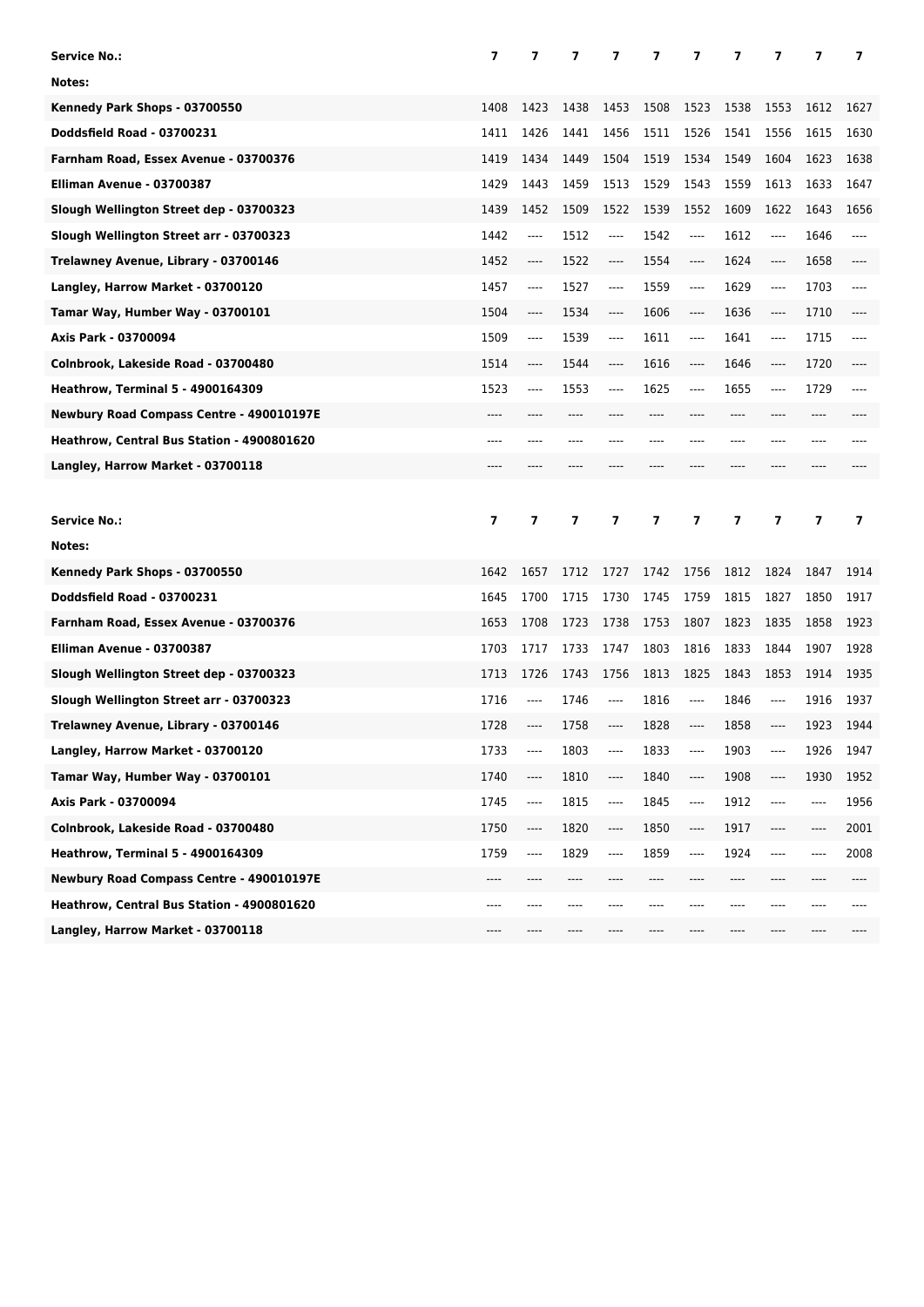| Service No.: | 7 | 7 | 7 | 7 | 7 | 7 | 7 | 7 | 7 | 7 |
|---|---|---|---|---|---|---|---|---|---|---|
| Notes: | | | | | | | | | | |
| Kennedy Park Shops - 03700550 | 1408 | 1423 | 1438 | 1453 | 1508 | 1523 | 1538 | 1553 | 1612 | 1627 |
| Doddsfield Road - 03700231 | 1411 | 1426 | 1441 | 1456 | 1511 | 1526 | 1541 | 1556 | 1615 | 1630 |
| Farnham Road, Essex Avenue - 03700376 | 1419 | 1434 | 1449 | 1504 | 1519 | 1534 | 1549 | 1604 | 1623 | 1638 |
| Elliman Avenue - 03700387 | 1429 | 1443 | 1459 | 1513 | 1529 | 1543 | 1559 | 1613 | 1633 | 1647 |
| Slough Wellington Street dep - 03700323 | 1439 | 1452 | 1509 | 1522 | 1539 | 1552 | 1609 | 1622 | 1643 | 1656 |
| Slough Wellington Street arr - 03700323 | 1442 | ---- | 1512 | ---- | 1542 | ---- | 1612 | ---- | 1646 | ---- |
| Trelawney Avenue, Library - 03700146 | 1452 | ---- | 1522 | ---- | 1554 | ---- | 1624 | ---- | 1658 | ---- |
| Langley, Harrow Market - 03700120 | 1457 | ---- | 1527 | ---- | 1559 | ---- | 1629 | ---- | 1703 | ---- |
| Tamar Way, Humber Way - 03700101 | 1504 | ---- | 1534 | ---- | 1606 | ---- | 1636 | ---- | 1710 | ---- |
| Axis Park - 03700094 | 1509 | ---- | 1539 | ---- | 1611 | ---- | 1641 | ---- | 1715 | ---- |
| Colnbrook, Lakeside Road - 03700480 | 1514 | ---- | 1544 | ---- | 1616 | ---- | 1646 | ---- | 1720 | ---- |
| Heathrow, Terminal 5 - 4900164309 | 1523 | ---- | 1553 | ---- | 1625 | ---- | 1655 | ---- | 1729 | ---- |
| Newbury Road Compass Centre - 490010197E | ---- | ---- | ---- | ---- | ---- | ---- | ---- | ---- | ---- | ---- |
| Heathrow, Central Bus Station - 4900801620 | ---- | ---- | ---- | ---- | ---- | ---- | ---- | ---- | ---- | ---- |
| Langley, Harrow Market - 03700118 | ---- | ---- | ---- | ---- | ---- | ---- | ---- | ---- | ---- | ---- |

| Service No.: | 7 | 7 | 7 | 7 | 7 | 7 | 7 | 7 | 7 | 7 |
|---|---|---|---|---|---|---|---|---|---|---|
| Notes: | | | | | | | | | | |
| Kennedy Park Shops - 03700550 | 1642 | 1657 | 1712 | 1727 | 1742 | 1756 | 1812 | 1824 | 1847 | 1914 |
| Doddsfield Road - 03700231 | 1645 | 1700 | 1715 | 1730 | 1745 | 1759 | 1815 | 1827 | 1850 | 1917 |
| Farnham Road, Essex Avenue - 03700376 | 1653 | 1708 | 1723 | 1738 | 1753 | 1807 | 1823 | 1835 | 1858 | 1923 |
| Elliman Avenue - 03700387 | 1703 | 1717 | 1733 | 1747 | 1803 | 1816 | 1833 | 1844 | 1907 | 1928 |
| Slough Wellington Street dep - 03700323 | 1713 | 1726 | 1743 | 1756 | 1813 | 1825 | 1843 | 1853 | 1914 | 1935 |
| Slough Wellington Street arr - 03700323 | 1716 | ---- | 1746 | ---- | 1816 | ---- | 1846 | ---- | 1916 | 1937 |
| Trelawney Avenue, Library - 03700146 | 1728 | ---- | 1758 | ---- | 1828 | ---- | 1858 | ---- | 1923 | 1944 |
| Langley, Harrow Market - 03700120 | 1733 | ---- | 1803 | ---- | 1833 | ---- | 1903 | ---- | 1926 | 1947 |
| Tamar Way, Humber Way - 03700101 | 1740 | ---- | 1810 | ---- | 1840 | ---- | 1908 | ---- | 1930 | 1952 |
| Axis Park - 03700094 | 1745 | ---- | 1815 | ---- | 1845 | ---- | 1912 | ---- | ---- | 1956 |
| Colnbrook, Lakeside Road - 03700480 | 1750 | ---- | 1820 | ---- | 1850 | ---- | 1917 | ---- | ---- | 2001 |
| Heathrow, Terminal 5 - 4900164309 | 1759 | ---- | 1829 | ---- | 1859 | ---- | 1924 | ---- | ---- | 2008 |
| Newbury Road Compass Centre - 490010197E | ---- | ---- | ---- | ---- | ---- | ---- | ---- | ---- | ---- | ---- |
| Heathrow, Central Bus Station - 4900801620 | ---- | ---- | ---- | ---- | ---- | ---- | ---- | ---- | ---- | ---- |
| Langley, Harrow Market - 03700118 | ---- | ---- | ---- | ---- | ---- | ---- | ---- | ---- | ---- | ---- |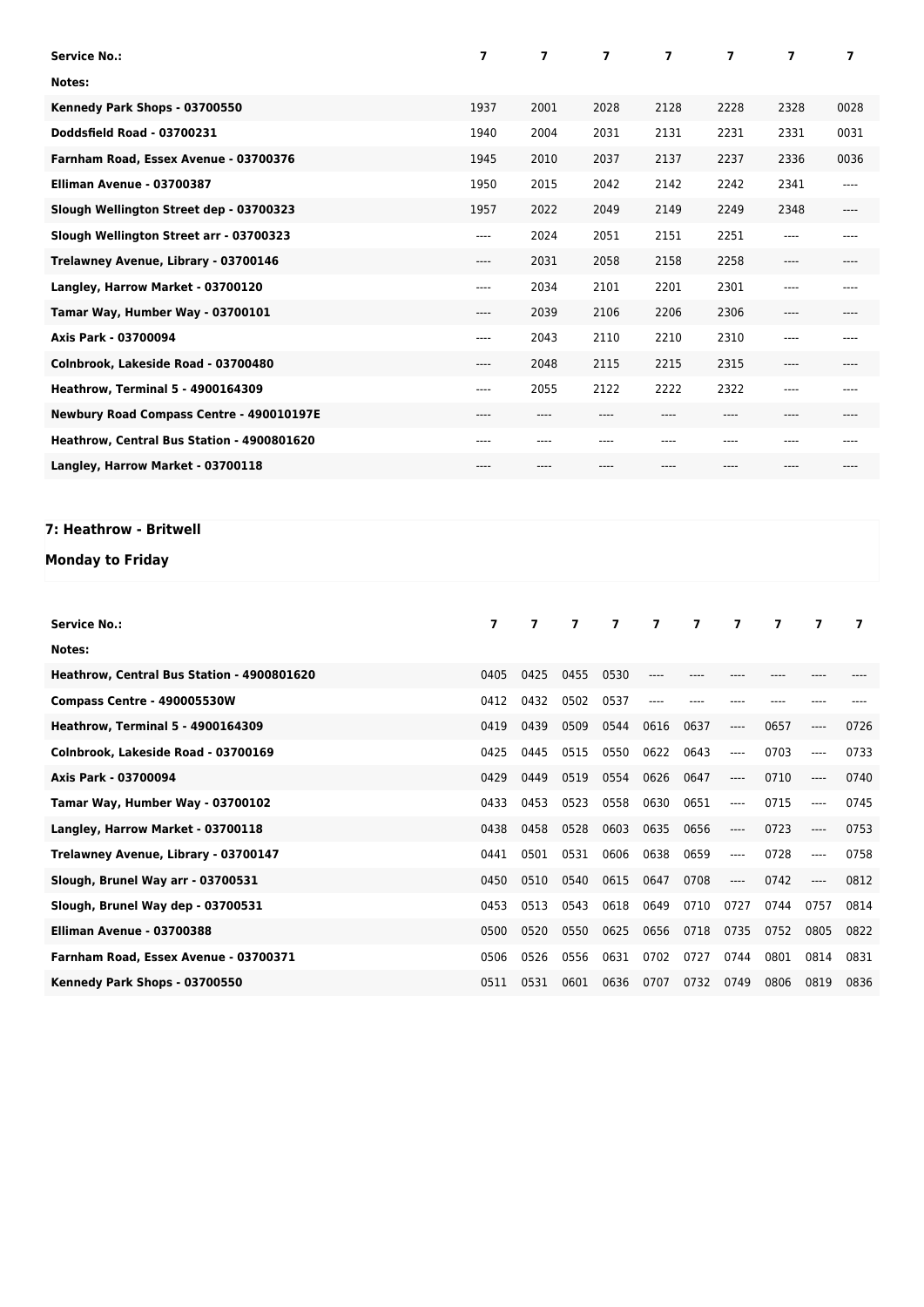| Service No.: | 7 | 7 | 7 | 7 | 7 | 7 | 7 |
|---|---|---|---|---|---|---|---|
| Notes: | | | | | | | |
| Kennedy Park Shops - 03700550 | 1937 | 2001 | 2028 | 2128 | 2228 | 2328 | 0028 |
| Doddsfield Road - 03700231 | 1940 | 2004 | 2031 | 2131 | 2231 | 2331 | 0031 |
| Farnham Road, Essex Avenue - 03700376 | 1945 | 2010 | 2037 | 2137 | 2237 | 2336 | 0036 |
| Elliman Avenue - 03700387 | 1950 | 2015 | 2042 | 2142 | 2242 | 2341 | ---- |
| Slough Wellington Street dep - 03700323 | 1957 | 2022 | 2049 | 2149 | 2249 | 2348 | ---- |
| Slough Wellington Street arr - 03700323 | ---- | 2024 | 2051 | 2151 | 2251 | ---- | ---- |
| Trelawney Avenue, Library - 03700146 | ---- | 2031 | 2058 | 2158 | 2258 | ---- | ---- |
| Langley, Harrow Market - 03700120 | ---- | 2034 | 2101 | 2201 | 2301 | ---- | ---- |
| Tamar Way, Humber Way - 03700101 | ---- | 2039 | 2106 | 2206 | 2306 | ---- | ---- |
| Axis Park - 03700094 | ---- | 2043 | 2110 | 2210 | 2310 | ---- | ---- |
| Colnbrook, Lakeside Road - 03700480 | ---- | 2048 | 2115 | 2215 | 2315 | ---- | ---- |
| Heathrow, Terminal 5 - 4900164309 | ---- | 2055 | 2122 | 2222 | 2322 | ---- | ---- |
| Newbury Road Compass Centre - 490010197E | ---- | ---- | ---- | ---- | ---- | ---- | ---- |
| Heathrow, Central Bus Station - 4900801620 | ---- | ---- | ---- | ---- | ---- | ---- | ---- |
| Langley, Harrow Market - 03700118 | ---- | ---- | ---- | ---- | ---- | ---- | ---- |

## 7: Heathrow - Britwell

### Monday to Friday

| Service No.: | 7 | 7 | 7 | 7 | 7 | 7 | 7 | 7 | 7 | 7 |
|---|---|---|---|---|---|---|---|---|---|---|
| Notes: | | | | | | | | | | |
| Heathrow, Central Bus Station - 4900801620 | 0405 | 0425 | 0455 | 0530 | ---- | ---- | ---- | ---- | ---- | ---- |
| Compass Centre - 490005530W | 0412 | 0432 | 0502 | 0537 | ---- | ---- | ---- | ---- | ---- | ---- |
| Heathrow, Terminal 5 - 4900164309 | 0419 | 0439 | 0509 | 0544 | 0616 | 0637 | ---- | 0657 | ---- | 0726 |
| Colnbrook, Lakeside Road - 03700169 | 0425 | 0445 | 0515 | 0550 | 0622 | 0643 | ---- | 0703 | ---- | 0733 |
| Axis Park - 03700094 | 0429 | 0449 | 0519 | 0554 | 0626 | 0647 | ---- | 0710 | ---- | 0740 |
| Tamar Way, Humber Way - 03700102 | 0433 | 0453 | 0523 | 0558 | 0630 | 0651 | ---- | 0715 | ---- | 0745 |
| Langley, Harrow Market - 03700118 | 0438 | 0458 | 0528 | 0603 | 0635 | 0656 | ---- | 0723 | ---- | 0753 |
| Trelawney Avenue, Library - 03700147 | 0441 | 0501 | 0531 | 0606 | 0638 | 0659 | ---- | 0728 | ---- | 0758 |
| Slough, Brunel Way arr - 03700531 | 0450 | 0510 | 0540 | 0615 | 0647 | 0708 | ---- | 0742 | ---- | 0812 |
| Slough, Brunel Way dep - 03700531 | 0453 | 0513 | 0543 | 0618 | 0649 | 0710 | 0727 | 0744 | 0757 | 0814 |
| Elliman Avenue - 03700388 | 0500 | 0520 | 0550 | 0625 | 0656 | 0718 | 0735 | 0752 | 0805 | 0822 |
| Farnham Road, Essex Avenue - 03700371 | 0506 | 0526 | 0556 | 0631 | 0702 | 0727 | 0744 | 0801 | 0814 | 0831 |
| Kennedy Park Shops - 03700550 | 0511 | 0531 | 0601 | 0636 | 0707 | 0732 | 0749 | 0806 | 0819 | 0836 |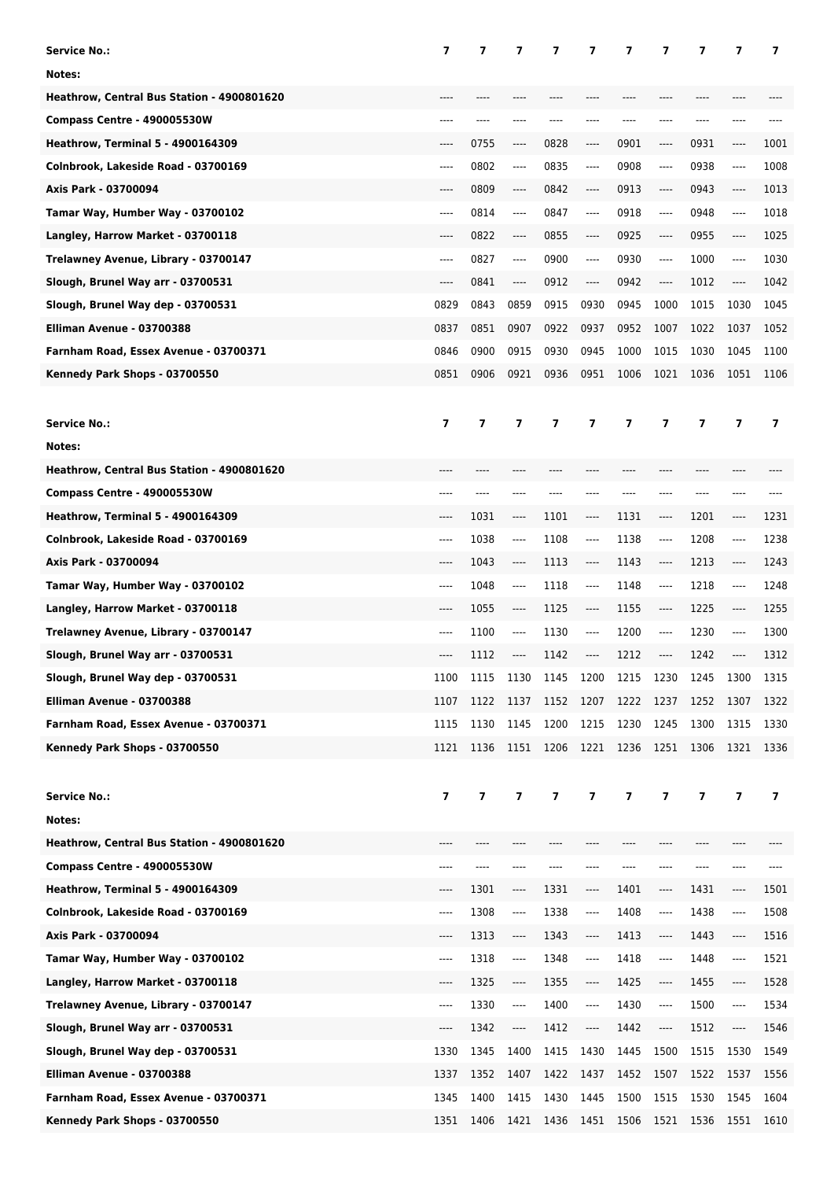| Service No.: | 7 | 7 | 7 | 7 | 7 | 7 | 7 | 7 | 7 | 7 |
|---|---|---|---|---|---|---|---|---|---|---|
| Notes: | | | | | | | | | | |
| Heathrow, Central Bus Station - 4900801620 | ---- | ---- | ---- | ---- | ---- | ---- | ---- | ---- | ---- | ---- |
| Compass Centre - 490005530W | ---- | ---- | ---- | ---- | ---- | ---- | ---- | ---- | ---- | ---- |
| Heathrow, Terminal 5 - 4900164309 | ---- | 0755 | ---- | 0828 | ---- | 0901 | ---- | 0931 | ---- | 1001 |
| Colnbrook, Lakeside Road - 03700169 | ---- | 0802 | ---- | 0835 | ---- | 0908 | ---- | 0938 | ---- | 1008 |
| Axis Park - 03700094 | ---- | 0809 | ---- | 0842 | ---- | 0913 | ---- | 0943 | ---- | 1013 |
| Tamar Way, Humber Way - 03700102 | ---- | 0814 | ---- | 0847 | ---- | 0918 | ---- | 0948 | ---- | 1018 |
| Langley, Harrow Market - 03700118 | ---- | 0822 | ---- | 0855 | ---- | 0925 | ---- | 0955 | ---- | 1025 |
| Trelawney Avenue, Library - 03700147 | ---- | 0827 | ---- | 0900 | ---- | 0930 | ---- | 1000 | ---- | 1030 |
| Slough, Brunel Way arr - 03700531 | ---- | 0841 | ---- | 0912 | ---- | 0942 | ---- | 1012 | ---- | 1042 |
| Slough, Brunel Way dep - 03700531 | 0829 | 0843 | 0859 | 0915 | 0930 | 0945 | 1000 | 1015 | 1030 | 1045 |
| Elliman Avenue - 03700388 | 0837 | 0851 | 0907 | 0922 | 0937 | 0952 | 1007 | 1022 | 1037 | 1052 |
| Farnham Road, Essex Avenue - 03700371 | 0846 | 0900 | 0915 | 0930 | 0945 | 1000 | 1015 | 1030 | 1045 | 1100 |
| Kennedy Park Shops - 03700550 | 0851 | 0906 | 0921 | 0936 | 0951 | 1006 | 1021 | 1036 | 1051 | 1106 |

| Service No.: | 7 | 7 | 7 | 7 | 7 | 7 | 7 | 7 | 7 | 7 |
|---|---|---|---|---|---|---|---|---|---|---|
| Notes: | | | | | | | | | | |
| Heathrow, Central Bus Station - 4900801620 | ---- | ---- | ---- | ---- | ---- | ---- | ---- | ---- | ---- | ---- |
| Compass Centre - 490005530W | ---- | ---- | ---- | ---- | ---- | ---- | ---- | ---- | ---- | ---- |
| Heathrow, Terminal 5 - 4900164309 | ---- | 1031 | ---- | 1101 | ---- | 1131 | ---- | 1201 | ---- | 1231 |
| Colnbrook, Lakeside Road - 03700169 | ---- | 1038 | ---- | 1108 | ---- | 1138 | ---- | 1208 | ---- | 1238 |
| Axis Park - 03700094 | ---- | 1043 | ---- | 1113 | ---- | 1143 | ---- | 1213 | ---- | 1243 |
| Tamar Way, Humber Way - 03700102 | ---- | 1048 | ---- | 1118 | ---- | 1148 | ---- | 1218 | ---- | 1248 |
| Langley, Harrow Market - 03700118 | ---- | 1055 | ---- | 1125 | ---- | 1155 | ---- | 1225 | ---- | 1255 |
| Trelawney Avenue, Library - 03700147 | ---- | 1100 | ---- | 1130 | ---- | 1200 | ---- | 1230 | ---- | 1300 |
| Slough, Brunel Way arr - 03700531 | ---- | 1112 | ---- | 1142 | ---- | 1212 | ---- | 1242 | ---- | 1312 |
| Slough, Brunel Way dep - 03700531 | 1100 | 1115 | 1130 | 1145 | 1200 | 1215 | 1230 | 1245 | 1300 | 1315 |
| Elliman Avenue - 03700388 | 1107 | 1122 | 1137 | 1152 | 1207 | 1222 | 1237 | 1252 | 1307 | 1322 |
| Farnham Road, Essex Avenue - 03700371 | 1115 | 1130 | 1145 | 1200 | 1215 | 1230 | 1245 | 1300 | 1315 | 1330 |
| Kennedy Park Shops - 03700550 | 1121 | 1136 | 1151 | 1206 | 1221 | 1236 | 1251 | 1306 | 1321 | 1336 |

| Service No.: | 7 | 7 | 7 | 7 | 7 | 7 | 7 | 7 | 7 | 7 |
|---|---|---|---|---|---|---|---|---|---|---|
| Notes: | | | | | | | | | | |
| Heathrow, Central Bus Station - 4900801620 | ---- | ---- | ---- | ---- | ---- | ---- | ---- | ---- | ---- | ---- |
| Compass Centre - 490005530W | ---- | ---- | ---- | ---- | ---- | ---- | ---- | ---- | ---- | ---- |
| Heathrow, Terminal 5 - 4900164309 | ---- | 1301 | ---- | 1331 | ---- | 1401 | ---- | 1431 | ---- | 1501 |
| Colnbrook, Lakeside Road - 03700169 | ---- | 1308 | ---- | 1338 | ---- | 1408 | ---- | 1438 | ---- | 1508 |
| Axis Park - 03700094 | ---- | 1313 | ---- | 1343 | ---- | 1413 | ---- | 1443 | ---- | 1516 |
| Tamar Way, Humber Way - 03700102 | ---- | 1318 | ---- | 1348 | ---- | 1418 | ---- | 1448 | ---- | 1521 |
| Langley, Harrow Market - 03700118 | ---- | 1325 | ---- | 1355 | ---- | 1425 | ---- | 1455 | ---- | 1528 |
| Trelawney Avenue, Library - 03700147 | ---- | 1330 | ---- | 1400 | ---- | 1430 | ---- | 1500 | ---- | 1534 |
| Slough, Brunel Way arr - 03700531 | ---- | 1342 | ---- | 1412 | ---- | 1442 | ---- | 1512 | ---- | 1546 |
| Slough, Brunel Way dep - 03700531 | 1330 | 1345 | 1400 | 1415 | 1430 | 1445 | 1500 | 1515 | 1530 | 1549 |
| Elliman Avenue - 03700388 | 1337 | 1352 | 1407 | 1422 | 1437 | 1452 | 1507 | 1522 | 1537 | 1556 |
| Farnham Road, Essex Avenue - 03700371 | 1345 | 1400 | 1415 | 1430 | 1445 | 1500 | 1515 | 1530 | 1545 | 1604 |
| Kennedy Park Shops - 03700550 | 1351 | 1406 | 1421 | 1436 | 1451 | 1506 | 1521 | 1536 | 1551 | 1610 |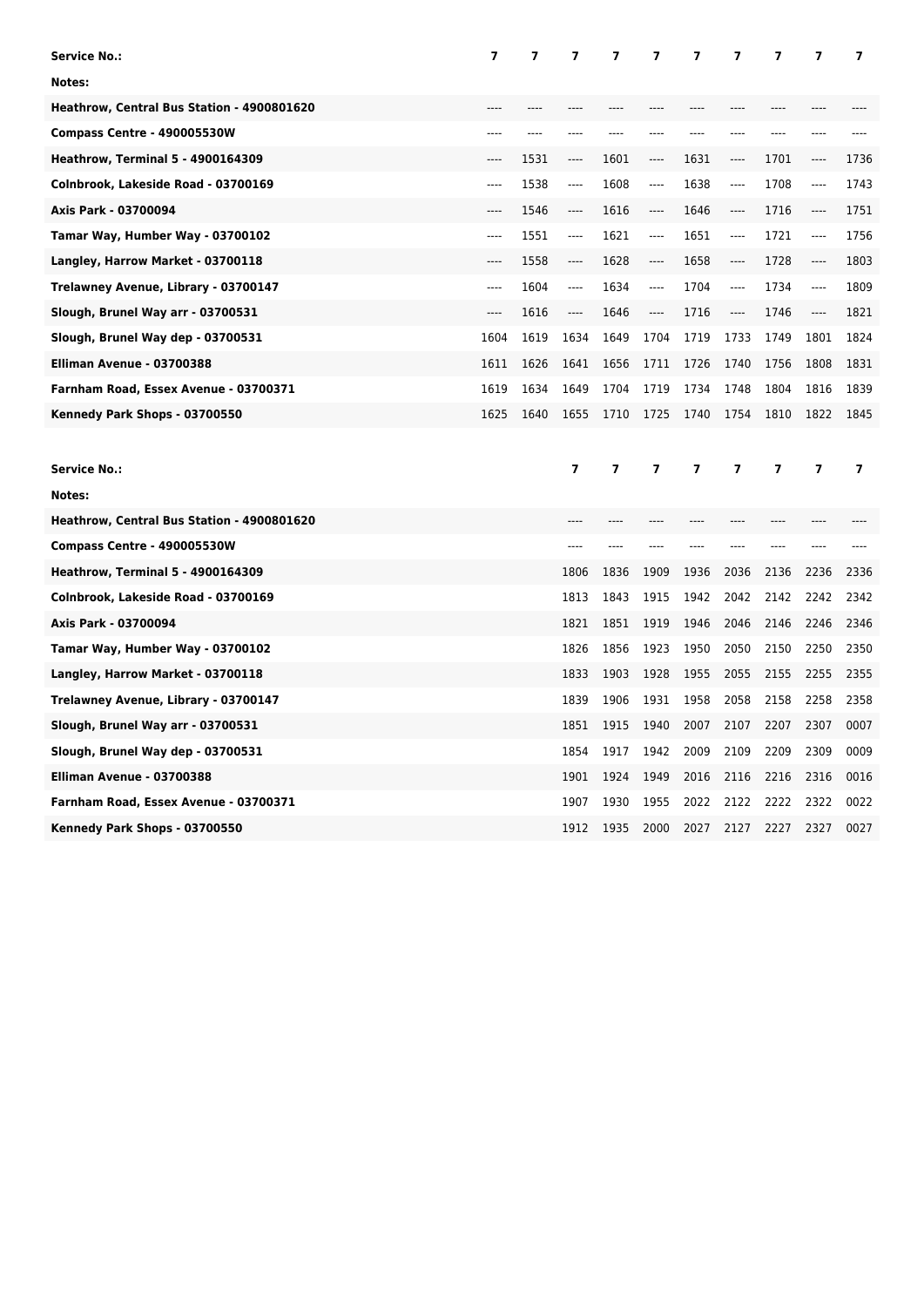| Service No.: | 7 | 7 | 7 | 7 | 7 | 7 | 7 | 7 | 7 | 7 |
|---|---|---|---|---|---|---|---|---|---|---|
| Notes: | | | | | | | | | | |
| Heathrow, Central Bus Station - 4900801620 | ---- | ---- | ---- | ---- | ---- | ---- | ---- | ---- | ---- | ---- |
| Compass Centre - 490005530W | ---- | ---- | ---- | ---- | ---- | ---- | ---- | ---- | ---- | ---- |
| Heathrow, Terminal 5 - 4900164309 | ---- | 1531 | ---- | 1601 | ---- | 1631 | ---- | 1701 | ---- | 1736 |
| Colnbrook, Lakeside Road - 03700169 | ---- | 1538 | ---- | 1608 | ---- | 1638 | ---- | 1708 | ---- | 1743 |
| Axis Park - 03700094 | ---- | 1546 | ---- | 1616 | ---- | 1646 | ---- | 1716 | ---- | 1751 |
| Tamar Way, Humber Way - 03700102 | ---- | 1551 | ---- | 1621 | ---- | 1651 | ---- | 1721 | ---- | 1756 |
| Langley, Harrow Market - 03700118 | ---- | 1558 | ---- | 1628 | ---- | 1658 | ---- | 1728 | ---- | 1803 |
| Trelawney Avenue, Library - 03700147 | ---- | 1604 | ---- | 1634 | ---- | 1704 | ---- | 1734 | ---- | 1809 |
| Slough, Brunel Way arr - 03700531 | ---- | 1616 | ---- | 1646 | ---- | 1716 | ---- | 1746 | ---- | 1821 |
| Slough, Brunel Way dep - 03700531 | 1604 | 1619 | 1634 | 1649 | 1704 | 1719 | 1733 | 1749 | 1801 | 1824 |
| Elliman Avenue - 03700388 | 1611 | 1626 | 1641 | 1656 | 1711 | 1726 | 1740 | 1756 | 1808 | 1831 |
| Farnham Road, Essex Avenue - 03700371 | 1619 | 1634 | 1649 | 1704 | 1719 | 1734 | 1748 | 1804 | 1816 | 1839 |
| Kennedy Park Shops - 03700550 | 1625 | 1640 | 1655 | 1710 | 1725 | 1740 | 1754 | 1810 | 1822 | 1845 |

| Service No.: | 7 | 7 | 7 | 7 | 7 | 7 | 7 | 7 |
|---|---|---|---|---|---|---|---|---|
| Notes: | | | | | | | | |
| Heathrow, Central Bus Station - 4900801620 | ---- | ---- | ---- | ---- | ---- | ---- | ---- | ---- |
| Compass Centre - 490005530W | ---- | ---- | ---- | ---- | ---- | ---- | ---- | ---- |
| Heathrow, Terminal 5 - 4900164309 | 1806 | 1836 | 1909 | 1936 | 2036 | 2136 | 2236 | 2336 |
| Colnbrook, Lakeside Road - 03700169 | 1813 | 1843 | 1915 | 1942 | 2042 | 2142 | 2242 | 2342 |
| Axis Park - 03700094 | 1821 | 1851 | 1919 | 1946 | 2046 | 2146 | 2246 | 2346 |
| Tamar Way, Humber Way - 03700102 | 1826 | 1856 | 1923 | 1950 | 2050 | 2150 | 2250 | 2350 |
| Langley, Harrow Market - 03700118 | 1833 | 1903 | 1928 | 1955 | 2055 | 2155 | 2255 | 2355 |
| Trelawney Avenue, Library - 03700147 | 1839 | 1906 | 1931 | 1958 | 2058 | 2158 | 2258 | 2358 |
| Slough, Brunel Way arr - 03700531 | 1851 | 1915 | 1940 | 2007 | 2107 | 2207 | 2307 | 0007 |
| Slough, Brunel Way dep - 03700531 | 1854 | 1917 | 1942 | 2009 | 2109 | 2209 | 2309 | 0009 |
| Elliman Avenue - 03700388 | 1901 | 1924 | 1949 | 2016 | 2116 | 2216 | 2316 | 0016 |
| Farnham Road, Essex Avenue - 03700371 | 1907 | 1930 | 1955 | 2022 | 2122 | 2222 | 2322 | 0022 |
| Kennedy Park Shops - 03700550 | 1912 | 1935 | 2000 | 2027 | 2127 | 2227 | 2327 | 0027 |